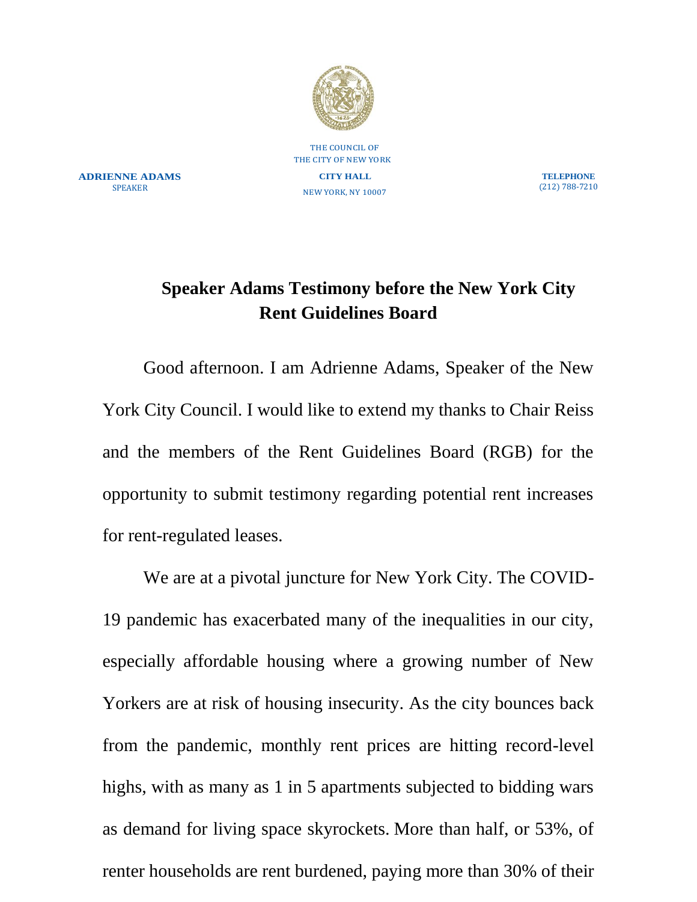THE COUNCIL OF
THE CITY OF NEW YORK

**ADRIENNE ADAMS**
SPEAKER

**CITY HALL**
NEW YORK, NY 10007

**TELEPHONE**
(212) 788-7210

# Speaker Adams Testimony before the New York City Rent Guidelines Board

Good afternoon. I am Adrienne Adams, Speaker of the New York City Council. I would like to extend my thanks to Chair Reiss and the members of the Rent Guidelines Board (RGB) for the opportunity to submit testimony regarding potential rent increases for rent-regulated leases.

We are at a pivotal juncture for New York City. The COVID-19 pandemic has exacerbated many of the inequalities in our city, especially affordable housing where a growing number of New Yorkers are at risk of housing insecurity. As the city bounces back from the pandemic, monthly rent prices are hitting record-level highs, with as many as 1 in 5 apartments subjected to bidding wars as demand for living space skyrockets. More than half, or 53%, of renter households are rent burdened, paying more than 30% of their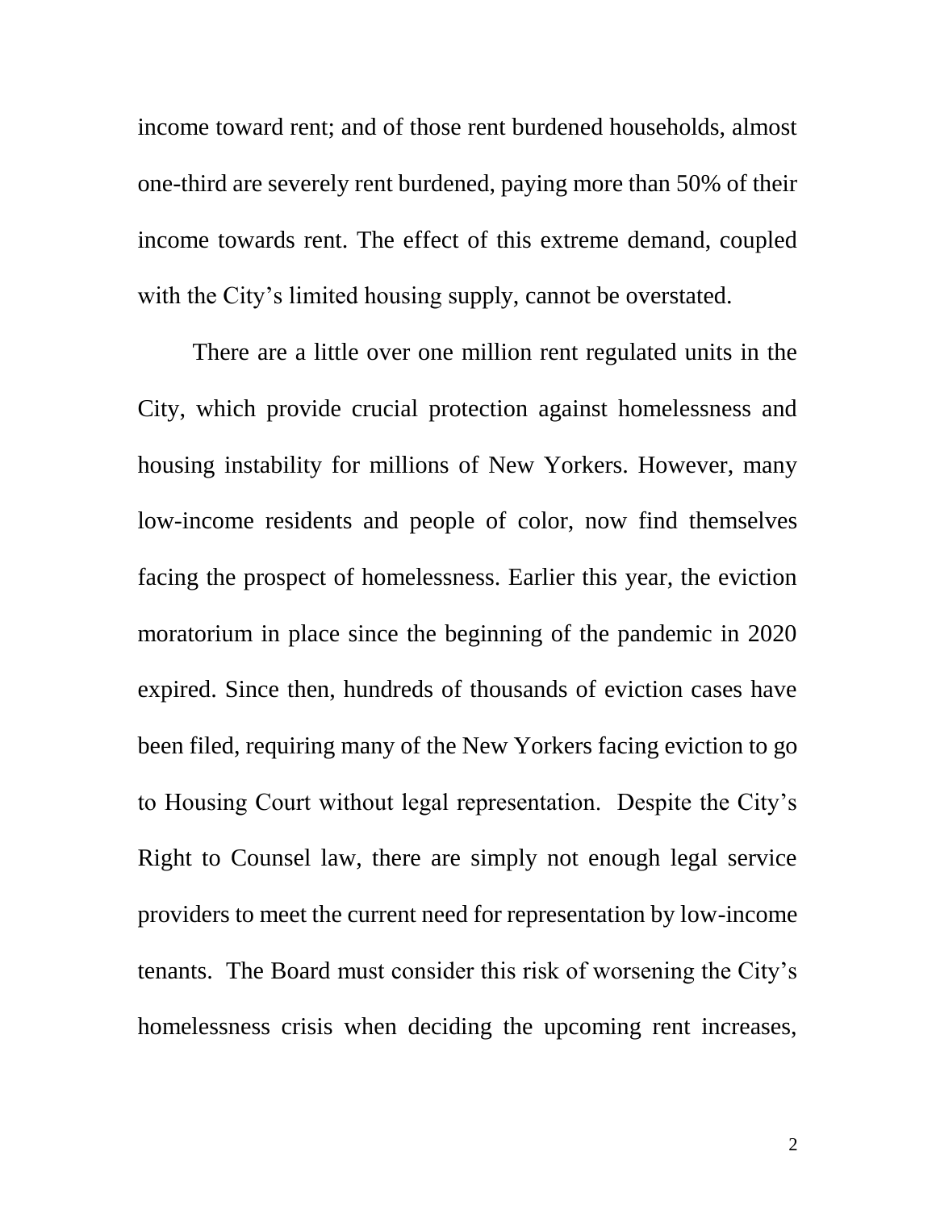income toward rent; and of those rent burdened households, almost one-third are severely rent burdened, paying more than 50% of their income towards rent. The effect of this extreme demand, coupled with the City's limited housing supply, cannot be overstated.

There are a little over one million rent regulated units in the City, which provide crucial protection against homelessness and housing instability for millions of New Yorkers. However, many low-income residents and people of color, now find themselves facing the prospect of homelessness. Earlier this year, the eviction moratorium in place since the beginning of the pandemic in 2020 expired. Since then, hundreds of thousands of eviction cases have been filed, requiring many of the New Yorkers facing eviction to go to Housing Court without legal representation. Despite the City's Right to Counsel law, there are simply not enough legal service providers to meet the current need for representation by low-income tenants. The Board must consider this risk of worsening the City's homelessness crisis when deciding the upcoming rent increases,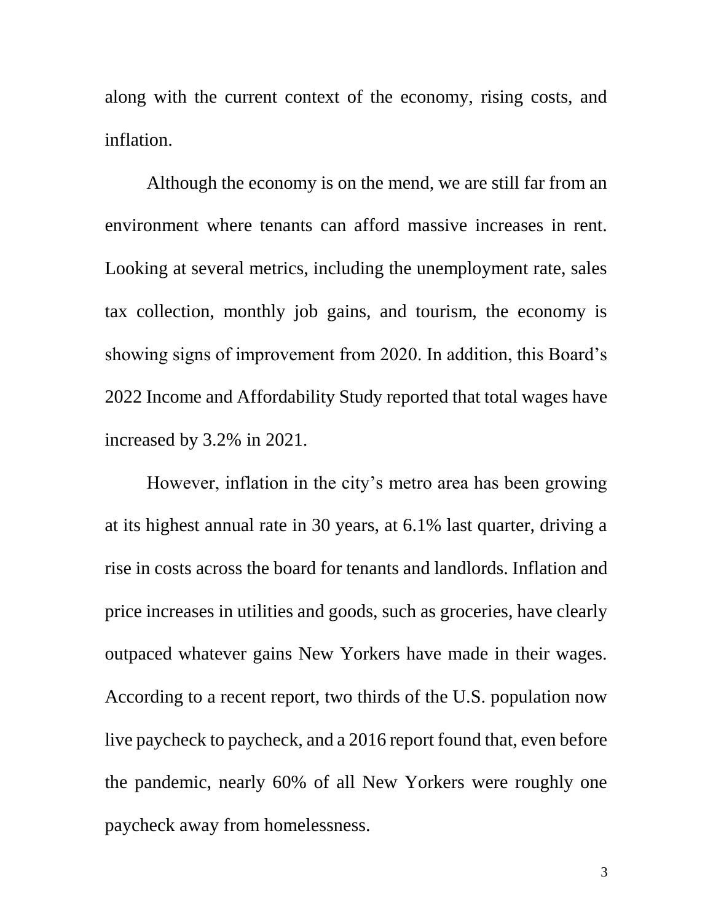along with the current context of the economy, rising costs, and inflation.

Although the economy is on the mend, we are still far from an environment where tenants can afford massive increases in rent. Looking at several metrics, including the unemployment rate, sales tax collection, monthly job gains, and tourism, the economy is showing signs of improvement from 2020. In addition, this Board's 2022 Income and Affordability Study reported that total wages have increased by 3.2% in 2021.

However, inflation in the city's metro area has been growing at its highest annual rate in 30 years, at 6.1% last quarter, driving a rise in costs across the board for tenants and landlords. Inflation and price increases in utilities and goods, such as groceries, have clearly outpaced whatever gains New Yorkers have made in their wages. According to a recent report, two thirds of the U.S. population now live paycheck to paycheck, and a 2016 report found that, even before the pandemic, nearly 60% of all New Yorkers were roughly one paycheck away from homelessness.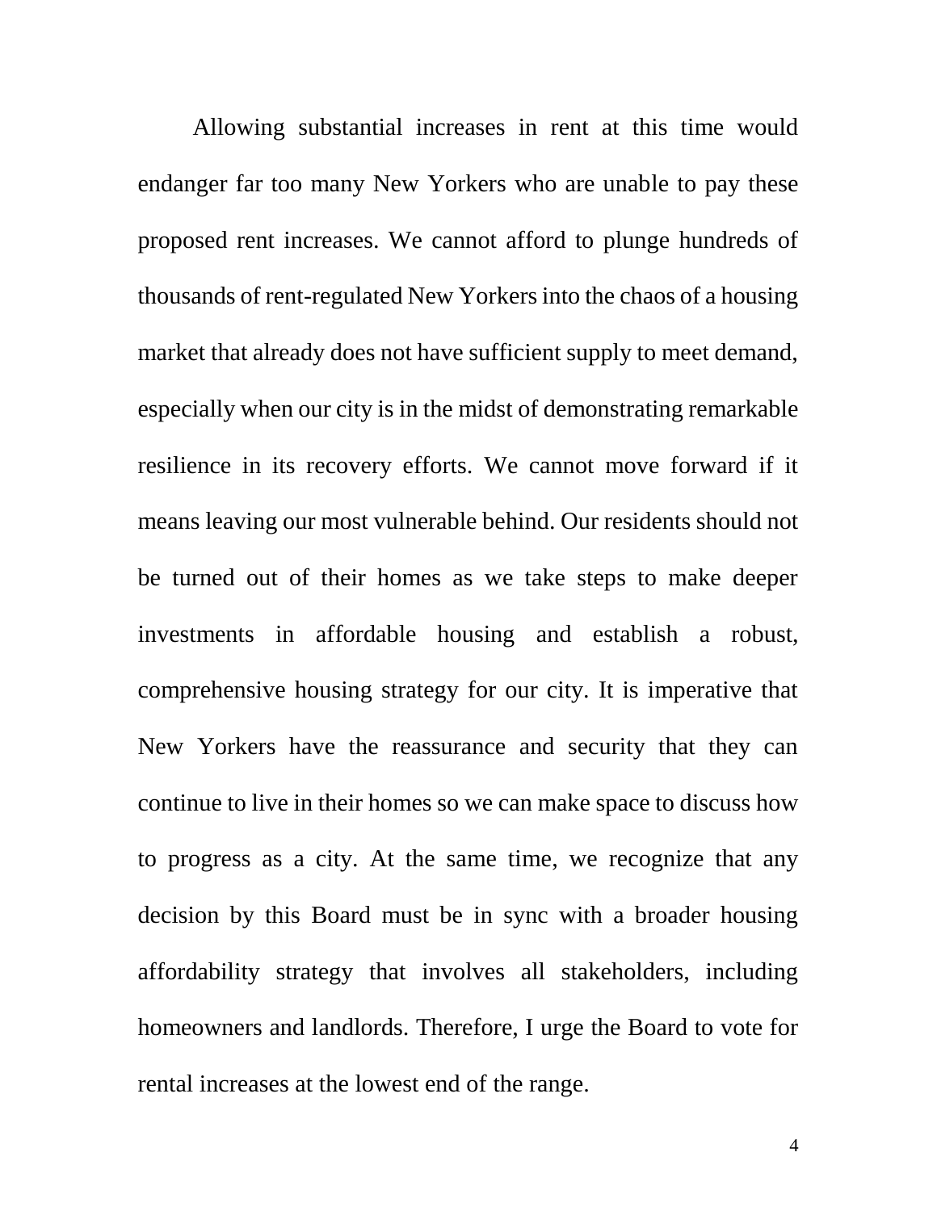Allowing substantial increases in rent at this time would endanger far too many New Yorkers who are unable to pay these proposed rent increases. We cannot afford to plunge hundreds of thousands of rent-regulated New Yorkers into the chaos of a housing market that already does not have sufficient supply to meet demand, especially when our city is in the midst of demonstrating remarkable resilience in its recovery efforts. We cannot move forward if it means leaving our most vulnerable behind. Our residents should not be turned out of their homes as we take steps to make deeper investments in affordable housing and establish a robust, comprehensive housing strategy for our city. It is imperative that New Yorkers have the reassurance and security that they can continue to live in their homes so we can make space to discuss how to progress as a city. At the same time, we recognize that any decision by this Board must be in sync with a broader housing affordability strategy that involves all stakeholders, including homeowners and landlords. Therefore, I urge the Board to vote for rental increases at the lowest end of the range.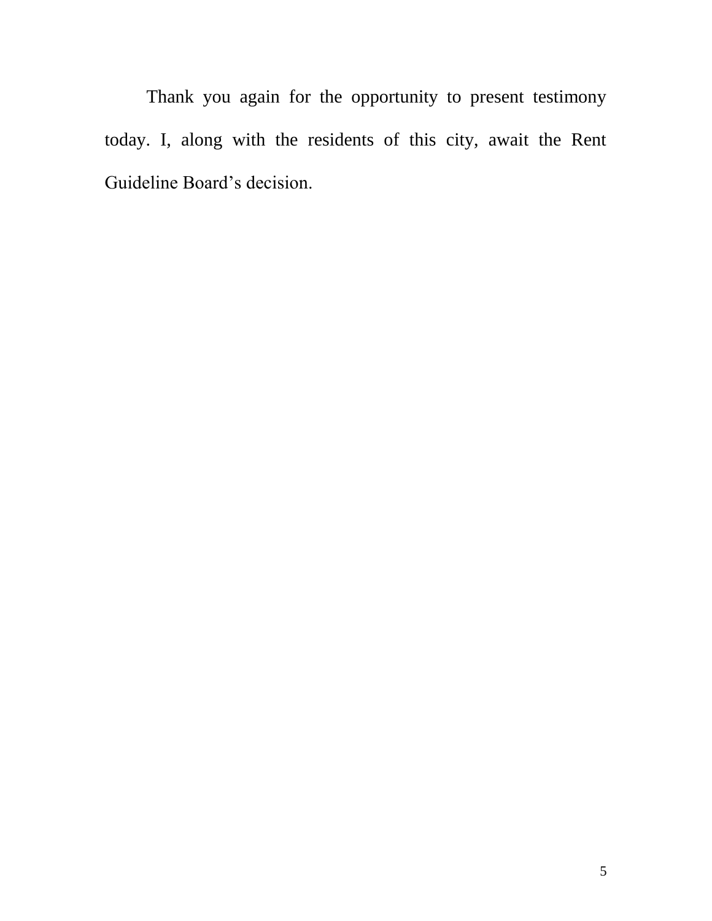Thank you again for the opportunity to present testimony today. I, along with the residents of this city, await the Rent Guideline Board's decision.